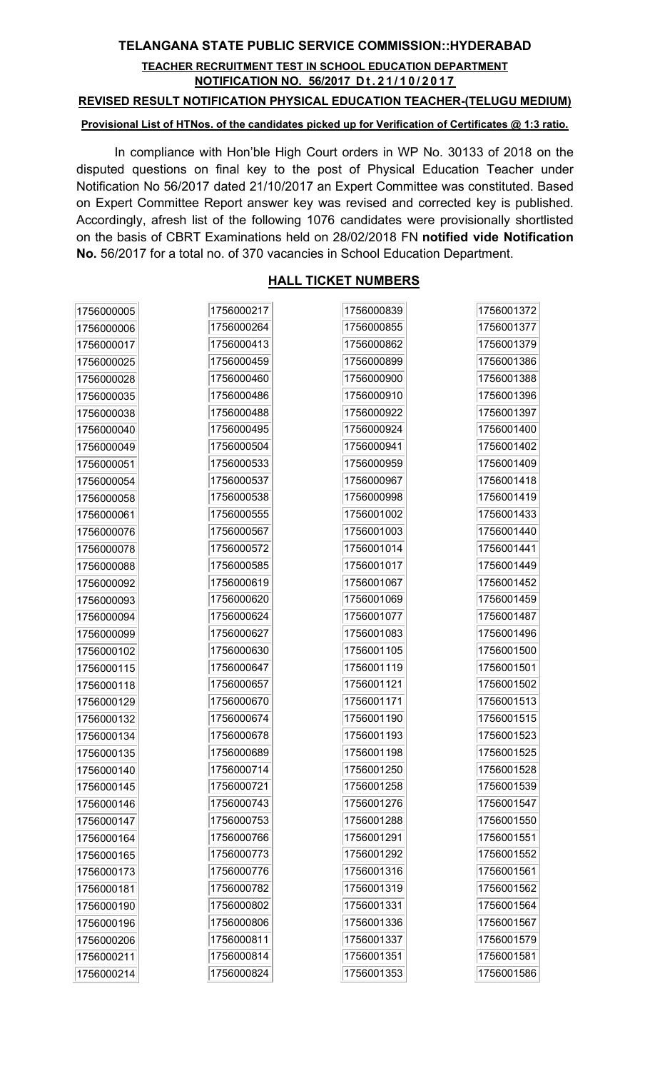# TELANGANA STATE PUBLIC SERVICE COMMISSION::HYDERABAD

**TEACHER RECRUITMENT TEST IN SCHOOL EDUCATION DEPARTMENT**

**NOTIFICATION NO. 56/2017 Dt.21/10/2017**

**REVISED RESULT NOTIFICATION PHYSICAL EDUCATION TEACHER-(TELUGU MEDIUM)**

**Provisional List of HTNos. of the candidates picked up for Verification of Certificates @ 1:3 ratio.**

In compliance with Hon'ble High Court orders in WP No. 30133 of 2018 on the disputed questions on final key to the post of Physical Education Teacher under Notification No 56/2017 dated 21/10/2017 an Expert Committee was constituted. Based on Expert Committee Report answer key was revised and corrected key is published. Accordingly, afresh list of the following 1076 candidates were provisionally shortlisted on the basis of CBRT Examinations held on 28/02/2018 FN **notified vide Notification No.** 56/2017 for a total no. of 370 vacancies in School Education Department.

## HALL TICKET NUMBERS

| | | | |
|---|---|---|---|
| 1756000005 | 1756000217 | 1756000839 | 1756001372 |
| 1756000006 | 1756000264 | 1756000855 | 1756001377 |
| 1756000017 | 1756000413 | 1756000862 | 1756001379 |
| 1756000025 | 1756000459 | 1756000899 | 1756001386 |
| 1756000028 | 1756000460 | 1756000900 | 1756001388 |
| 1756000035 | 1756000486 | 1756000910 | 1756001396 |
| 1756000038 | 1756000488 | 1756000922 | 1756001397 |
| 1756000040 | 1756000495 | 1756000924 | 1756001400 |
| 1756000049 | 1756000504 | 1756000941 | 1756001402 |
| 1756000051 | 1756000533 | 1756000959 | 1756001409 |
| 1756000054 | 1756000537 | 1756000967 | 1756001418 |
| 1756000058 | 1756000538 | 1756000998 | 1756001419 |
| 1756000061 | 1756000555 | 1756001002 | 1756001433 |
| 1756000076 | 1756000567 | 1756001003 | 1756001440 |
| 1756000078 | 1756000572 | 1756001014 | 1756001441 |
| 1756000088 | 1756000585 | 1756001017 | 1756001449 |
| 1756000092 | 1756000619 | 1756001067 | 1756001452 |
| 1756000093 | 1756000620 | 1756001069 | 1756001459 |
| 1756000094 | 1756000624 | 1756001077 | 1756001487 |
| 1756000099 | 1756000627 | 1756001083 | 1756001496 |
| 1756000102 | 1756000630 | 1756001105 | 1756001500 |
| 1756000115 | 1756000647 | 1756001119 | 1756001501 |
| 1756000118 | 1756000657 | 1756001121 | 1756001502 |
| 1756000129 | 1756000670 | 1756001171 | 1756001513 |
| 1756000132 | 1756000674 | 1756001190 | 1756001515 |
| 1756000134 | 1756000678 | 1756001193 | 1756001523 |
| 1756000135 | 1756000689 | 1756001198 | 1756001525 |
| 1756000140 | 1756000714 | 1756001250 | 1756001528 |
| 1756000145 | 1756000721 | 1756001258 | 1756001539 |
| 1756000146 | 1756000743 | 1756001276 | 1756001547 |
| 1756000147 | 1756000753 | 1756001288 | 1756001550 |
| 1756000164 | 1756000766 | 1756001291 | 1756001551 |
| 1756000165 | 1756000773 | 1756001292 | 1756001552 |
| 1756000173 | 1756000776 | 1756001316 | 1756001561 |
| 1756000181 | 1756000782 | 1756001319 | 1756001562 |
| 1756000190 | 1756000802 | 1756001331 | 1756001564 |
| 1756000196 | 1756000806 | 1756001336 | 1756001567 |
| 1756000206 | 1756000811 | 1756001337 | 1756001579 |
| 1756000211 | 1756000814 | 1756001351 | 1756001581 |
| 1756000214 | 1756000824 | 1756001353 | 1756001586 |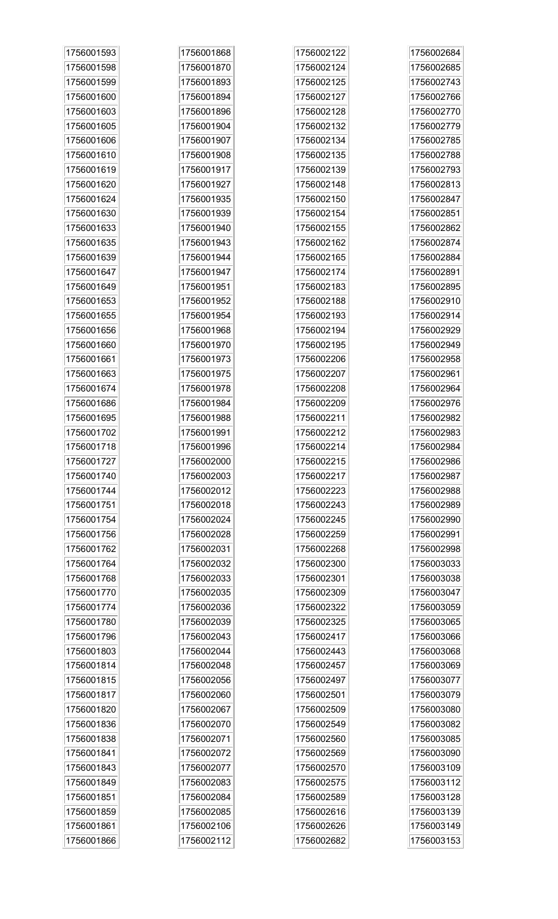| | | | |
|---|---|---|---|
| 1756001593 | 1756001868 | 1756002122 | 1756002684 |
| 1756001598 | 1756001870 | 1756002124 | 1756002685 |
| 1756001599 | 1756001893 | 1756002125 | 1756002743 |
| 1756001600 | 1756001894 | 1756002127 | 1756002766 |
| 1756001603 | 1756001896 | 1756002128 | 1756002770 |
| 1756001605 | 1756001904 | 1756002132 | 1756002779 |
| 1756001606 | 1756001907 | 1756002134 | 1756002785 |
| 1756001610 | 1756001908 | 1756002135 | 1756002788 |
| 1756001619 | 1756001917 | 1756002139 | 1756002793 |
| 1756001620 | 1756001927 | 1756002148 | 1756002813 |
| 1756001624 | 1756001935 | 1756002150 | 1756002847 |
| 1756001630 | 1756001939 | 1756002154 | 1756002851 |
| 1756001633 | 1756001940 | 1756002155 | 1756002862 |
| 1756001635 | 1756001943 | 1756002162 | 1756002874 |
| 1756001639 | 1756001944 | 1756002165 | 1756002884 |
| 1756001647 | 1756001947 | 1756002174 | 1756002891 |
| 1756001649 | 1756001951 | 1756002183 | 1756002895 |
| 1756001653 | 1756001952 | 1756002188 | 1756002910 |
| 1756001655 | 1756001954 | 1756002193 | 1756002914 |
| 1756001656 | 1756001968 | 1756002194 | 1756002929 |
| 1756001660 | 1756001970 | 1756002195 | 1756002949 |
| 1756001661 | 1756001973 | 1756002206 | 1756002958 |
| 1756001663 | 1756001975 | 1756002207 | 1756002961 |
| 1756001674 | 1756001978 | 1756002208 | 1756002964 |
| 1756001686 | 1756001984 | 1756002209 | 1756002976 |
| 1756001695 | 1756001988 | 1756002211 | 1756002982 |
| 1756001702 | 1756001991 | 1756002212 | 1756002983 |
| 1756001718 | 1756001996 | 1756002214 | 1756002984 |
| 1756001727 | 1756002000 | 1756002215 | 1756002986 |
| 1756001740 | 1756002003 | 1756002217 | 1756002987 |
| 1756001744 | 1756002012 | 1756002223 | 1756002988 |
| 1756001751 | 1756002018 | 1756002243 | 1756002989 |
| 1756001754 | 1756002024 | 1756002245 | 1756002990 |
| 1756001756 | 1756002028 | 1756002259 | 1756002991 |
| 1756001762 | 1756002031 | 1756002268 | 1756002998 |
| 1756001764 | 1756002032 | 1756002300 | 1756003033 |
| 1756001768 | 1756002033 | 1756002301 | 1756003038 |
| 1756001770 | 1756002035 | 1756002309 | 1756003047 |
| 1756001774 | 1756002036 | 1756002322 | 1756003059 |
| 1756001780 | 1756002039 | 1756002325 | 1756003065 |
| 1756001796 | 1756002043 | 1756002417 | 1756003066 |
| 1756001803 | 1756002044 | 1756002443 | 1756003068 |
| 1756001814 | 1756002048 | 1756002457 | 1756003069 |
| 1756001815 | 1756002056 | 1756002497 | 1756003077 |
| 1756001817 | 1756002060 | 1756002501 | 1756003079 |
| 1756001820 | 1756002067 | 1756002509 | 1756003080 |
| 1756001836 | 1756002070 | 1756002549 | 1756003082 |
| 1756001838 | 1756002071 | 1756002560 | 1756003085 |
| 1756001841 | 1756002072 | 1756002569 | 1756003090 |
| 1756001843 | 1756002077 | 1756002570 | 1756003109 |
| 1756001849 | 1756002083 | 1756002575 | 1756003112 |
| 1756001851 | 1756002084 | 1756002589 | 1756003128 |
| 1756001859 | 1756002085 | 1756002616 | 1756003139 |
| 1756001861 | 1756002106 | 1756002626 | 1756003149 |
| 1756001866 | 1756002112 | 1756002682 | 1756003153 |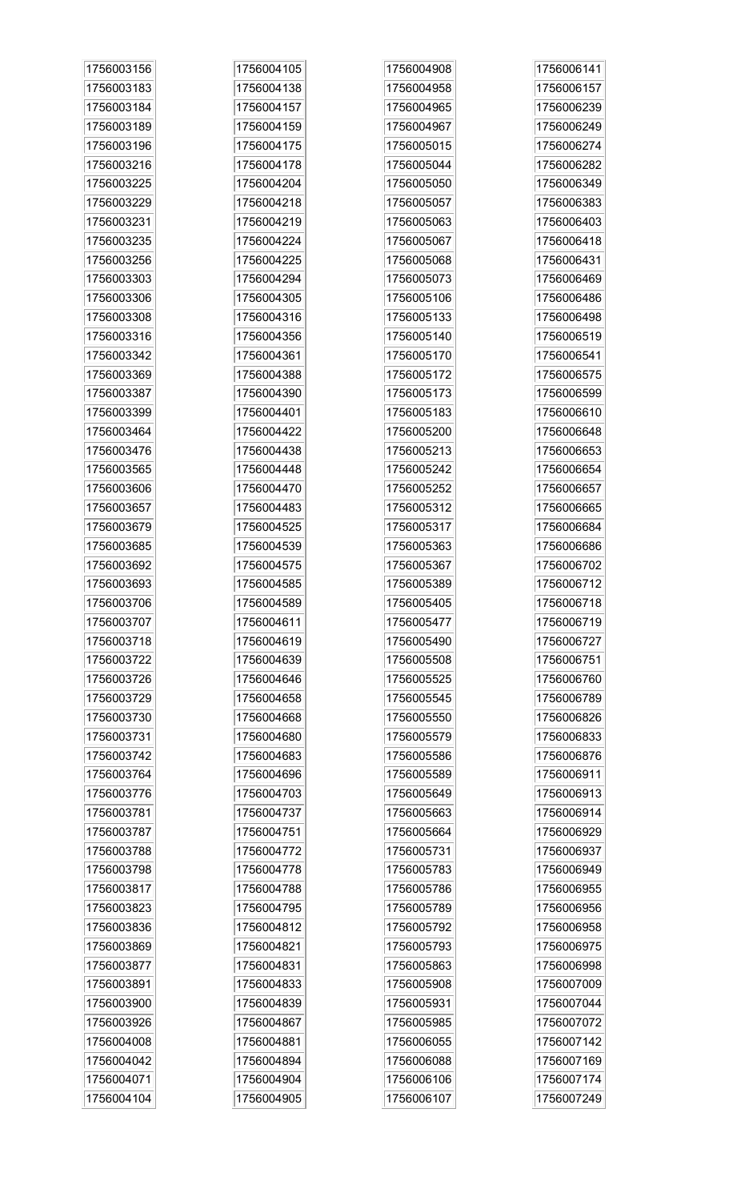| | | | |
|---|---|---|---|
| 1756003156 | 1756004105 | 1756004908 | 1756006141 |
| 1756003183 | 1756004138 | 1756004958 | 1756006157 |
| 1756003184 | 1756004157 | 1756004965 | 1756006239 |
| 1756003189 | 1756004159 | 1756004967 | 1756006249 |
| 1756003196 | 1756004175 | 1756005015 | 1756006274 |
| 1756003216 | 1756004178 | 1756005044 | 1756006282 |
| 1756003225 | 1756004204 | 1756005050 | 1756006349 |
| 1756003229 | 1756004218 | 1756005057 | 1756006383 |
| 1756003231 | 1756004219 | 1756005063 | 1756006403 |
| 1756003235 | 1756004224 | 1756005067 | 1756006418 |
| 1756003256 | 1756004225 | 1756005068 | 1756006431 |
| 1756003303 | 1756004294 | 1756005073 | 1756006469 |
| 1756003306 | 1756004305 | 1756005106 | 1756006486 |
| 1756003308 | 1756004316 | 1756005133 | 1756006498 |
| 1756003316 | 1756004356 | 1756005140 | 1756006519 |
| 1756003342 | 1756004361 | 1756005170 | 1756006541 |
| 1756003369 | 1756004388 | 1756005172 | 1756006575 |
| 1756003387 | 1756004390 | 1756005173 | 1756006599 |
| 1756003399 | 1756004401 | 1756005183 | 1756006610 |
| 1756003464 | 1756004422 | 1756005200 | 1756006648 |
| 1756003476 | 1756004438 | 1756005213 | 1756006653 |
| 1756003565 | 1756004448 | 1756005242 | 1756006654 |
| 1756003606 | 1756004470 | 1756005252 | 1756006657 |
| 1756003657 | 1756004483 | 1756005312 | 1756006665 |
| 1756003679 | 1756004525 | 1756005317 | 1756006684 |
| 1756003685 | 1756004539 | 1756005363 | 1756006686 |
| 1756003692 | 1756004575 | 1756005367 | 1756006702 |
| 1756003693 | 1756004585 | 1756005389 | 1756006712 |
| 1756003706 | 1756004589 | 1756005405 | 1756006718 |
| 1756003707 | 1756004611 | 1756005477 | 1756006719 |
| 1756003718 | 1756004619 | 1756005490 | 1756006727 |
| 1756003722 | 1756004639 | 1756005508 | 1756006751 |
| 1756003726 | 1756004646 | 1756005525 | 1756006760 |
| 1756003729 | 1756004658 | 1756005545 | 1756006789 |
| 1756003730 | 1756004668 | 1756005550 | 1756006826 |
| 1756003731 | 1756004680 | 1756005579 | 1756006833 |
| 1756003742 | 1756004683 | 1756005586 | 1756006876 |
| 1756003764 | 1756004696 | 1756005589 | 1756006911 |
| 1756003776 | 1756004703 | 1756005649 | 1756006913 |
| 1756003781 | 1756004737 | 1756005663 | 1756006914 |
| 1756003787 | 1756004751 | 1756005664 | 1756006929 |
| 1756003788 | 1756004772 | 1756005731 | 1756006937 |
| 1756003798 | 1756004778 | 1756005783 | 1756006949 |
| 1756003817 | 1756004788 | 1756005786 | 1756006955 |
| 1756003823 | 1756004795 | 1756005789 | 1756006956 |
| 1756003836 | 1756004812 | 1756005792 | 1756006958 |
| 1756003869 | 1756004821 | 1756005793 | 1756006975 |
| 1756003877 | 1756004831 | 1756005863 | 1756006998 |
| 1756003891 | 1756004833 | 1756005908 | 1756007009 |
| 1756003900 | 1756004839 | 1756005931 | 1756007044 |
| 1756003926 | 1756004867 | 1756005985 | 1756007072 |
| 1756004008 | 1756004881 | 1756006055 | 1756007142 |
| 1756004042 | 1756004894 | 1756006088 | 1756007169 |
| 1756004071 | 1756004904 | 1756006106 | 1756007174 |
| 1756004104 | 1756004905 | 1756006107 | 1756007249 |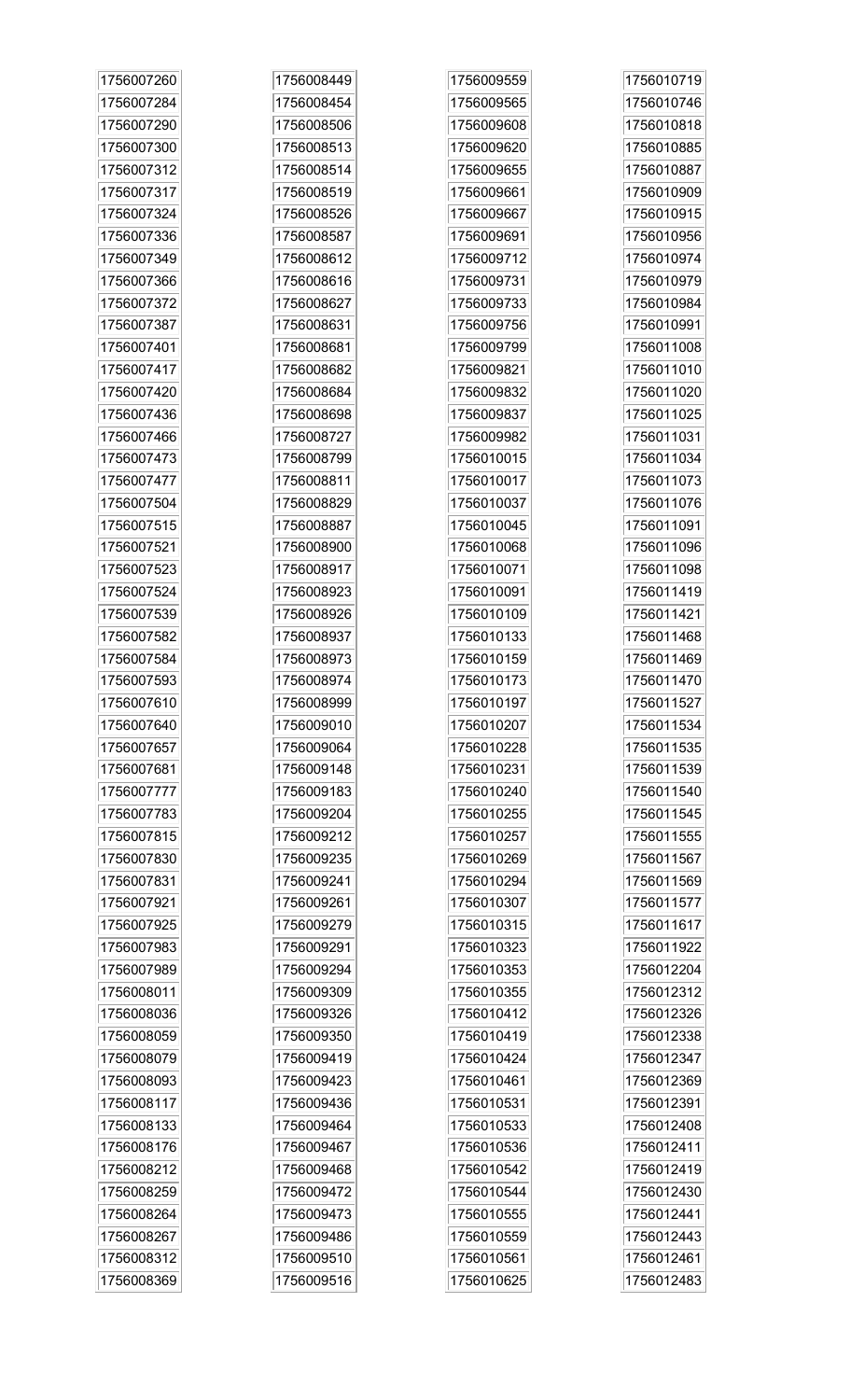1756007260
1756007284
1756007290
1756007300
1756007312
1756007317
1756007324
1756007336
1756007349
1756007366
1756007372
1756007387
1756007401
1756007417
1756007420
1756007436
1756007466
1756007473
1756007477
1756007504
1756007515
1756007521
1756007523
1756007524
1756007539
1756007582
1756007584
1756007593
1756007610
1756007640
1756007657
1756007681
1756007777
1756007783
1756007815
1756007830
1756007831
1756007921
1756007925
1756007983
1756007989
1756008011
1756008036
1756008059
1756008079
1756008093
1756008117
1756008133
1756008176
1756008212
1756008259
1756008264
1756008267
1756008312
1756008369
1756008449
1756008454
1756008506
1756008513
1756008514
1756008519
1756008526
1756008587
1756008612
1756008616
1756008627
1756008631
1756008681
1756008682
1756008684
1756008698
1756008727
1756008799
1756008811
1756008829
1756008887
1756008900
1756008917
1756008923
1756008926
1756008937
1756008973
1756008974
1756008999
1756009010
1756009064
1756009148
1756009183
1756009204
1756009212
1756009235
1756009241
1756009261
1756009279
1756009291
1756009294
1756009309
1756009326
1756009350
1756009419
1756009423
1756009436
1756009464
1756009467
1756009468
1756009472
1756009473
1756009486
1756009510
1756009516
1756009559
1756009565
1756009608
1756009620
1756009655
1756009661
1756009667
1756009691
1756009712
1756009731
1756009733
1756009756
1756009799
1756009821
1756009832
1756009837
1756009982
1756010015
1756010017
1756010037
1756010045
1756010068
1756010071
1756010091
1756010109
1756010133
1756010159
1756010173
1756010197
1756010207
1756010228
1756010231
1756010240
1756010255
1756010257
1756010269
1756010294
1756010307
1756010315
1756010323
1756010353
1756010355
1756010412
1756010419
1756010424
1756010461
1756010531
1756010533
1756010536
1756010542
1756010544
1756010555
1756010559
1756010561
1756010625
1756010719
1756010746
1756010818
1756010885
1756010887
1756010909
1756010915
1756010956
1756010974
1756010979
1756010984
1756010991
1756011008
1756011010
1756011020
1756011025
1756011031
1756011034
1756011073
1756011076
1756011091
1756011096
1756011098
1756011419
1756011421
1756011468
1756011469
1756011470
1756011527
1756011534
1756011535
1756011539
1756011540
1756011545
1756011555
1756011567
1756011569
1756011577
1756011617
1756011922
1756012204
1756012312
1756012326
1756012338
1756012347
1756012369
1756012391
1756012408
1756012411
1756012419
1756012430
1756012441
1756012443
1756012461
1756012483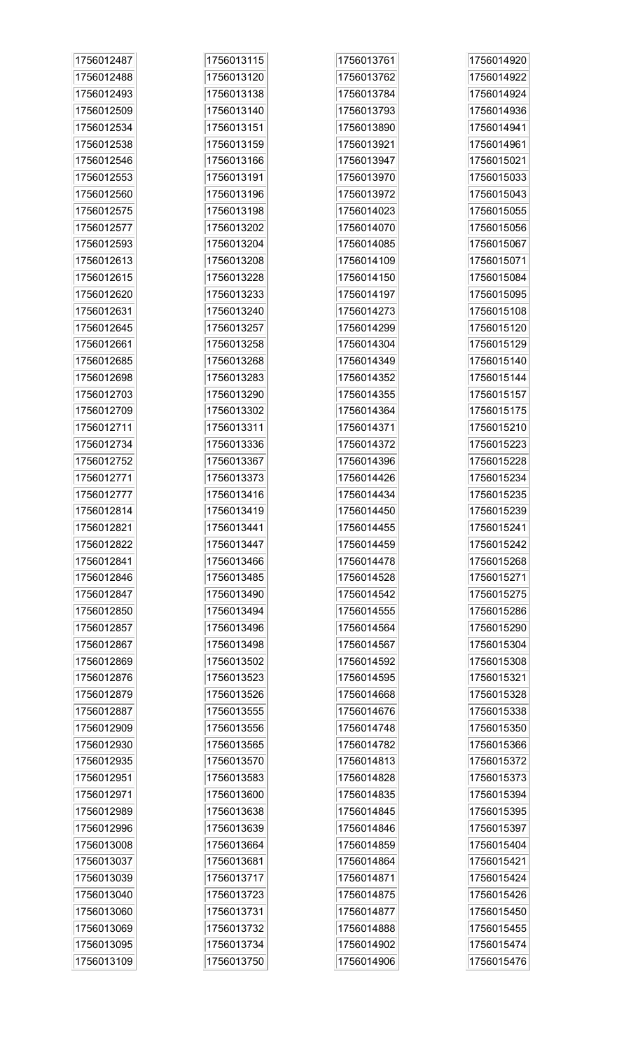| | | | |
|---|---|---|---|
| 1756012487 | 1756013115 | 1756013761 | 1756014920 |
| 1756012488 | 1756013120 | 1756013762 | 1756014922 |
| 1756012493 | 1756013138 | 1756013784 | 1756014924 |
| 1756012509 | 1756013140 | 1756013793 | 1756014936 |
| 1756012534 | 1756013151 | 1756013890 | 1756014941 |
| 1756012538 | 1756013159 | 1756013921 | 1756014961 |
| 1756012546 | 1756013166 | 1756013947 | 1756015021 |
| 1756012553 | 1756013191 | 1756013970 | 1756015033 |
| 1756012560 | 1756013196 | 1756013972 | 1756015043 |
| 1756012575 | 1756013198 | 1756014023 | 1756015055 |
| 1756012577 | 1756013202 | 1756014070 | 1756015056 |
| 1756012593 | 1756013204 | 1756014085 | 1756015067 |
| 1756012613 | 1756013208 | 1756014109 | 1756015071 |
| 1756012615 | 1756013228 | 1756014150 | 1756015084 |
| 1756012620 | 1756013233 | 1756014197 | 1756015095 |
| 1756012631 | 1756013240 | 1756014273 | 1756015108 |
| 1756012645 | 1756013257 | 1756014299 | 1756015120 |
| 1756012661 | 1756013258 | 1756014304 | 1756015129 |
| 1756012685 | 1756013268 | 1756014349 | 1756015140 |
| 1756012698 | 1756013283 | 1756014352 | 1756015144 |
| 1756012703 | 1756013290 | 1756014355 | 1756015157 |
| 1756012709 | 1756013302 | 1756014364 | 1756015175 |
| 1756012711 | 1756013311 | 1756014371 | 1756015210 |
| 1756012734 | 1756013336 | 1756014372 | 1756015223 |
| 1756012752 | 1756013367 | 1756014396 | 1756015228 |
| 1756012771 | 1756013373 | 1756014426 | 1756015234 |
| 1756012777 | 1756013416 | 1756014434 | 1756015235 |
| 1756012814 | 1756013419 | 1756014450 | 1756015239 |
| 1756012821 | 1756013441 | 1756014455 | 1756015241 |
| 1756012822 | 1756013447 | 1756014459 | 1756015242 |
| 1756012841 | 1756013466 | 1756014478 | 1756015268 |
| 1756012846 | 1756013485 | 1756014528 | 1756015271 |
| 1756012847 | 1756013490 | 1756014542 | 1756015275 |
| 1756012850 | 1756013494 | 1756014555 | 1756015286 |
| 1756012857 | 1756013496 | 1756014564 | 1756015290 |
| 1756012867 | 1756013498 | 1756014567 | 1756015304 |
| 1756012869 | 1756013502 | 1756014592 | 1756015308 |
| 1756012876 | 1756013523 | 1756014595 | 1756015321 |
| 1756012879 | 1756013526 | 1756014668 | 1756015328 |
| 1756012887 | 1756013555 | 1756014676 | 1756015338 |
| 1756012909 | 1756013556 | 1756014748 | 1756015350 |
| 1756012930 | 1756013565 | 1756014782 | 1756015366 |
| 1756012935 | 1756013570 | 1756014813 | 1756015372 |
| 1756012951 | 1756013583 | 1756014828 | 1756015373 |
| 1756012971 | 1756013600 | 1756014835 | 1756015394 |
| 1756012989 | 1756013638 | 1756014845 | 1756015395 |
| 1756012996 | 1756013639 | 1756014846 | 1756015397 |
| 1756013008 | 1756013664 | 1756014859 | 1756015404 |
| 1756013037 | 1756013681 | 1756014864 | 1756015421 |
| 1756013039 | 1756013717 | 1756014871 | 1756015424 |
| 1756013040 | 1756013723 | 1756014875 | 1756015426 |
| 1756013060 | 1756013731 | 1756014877 | 1756015450 |
| 1756013069 | 1756013732 | 1756014888 | 1756015455 |
| 1756013095 | 1756013734 | 1756014902 | 1756015474 |
| 1756013109 | 1756013750 | 1756014906 | 1756015476 |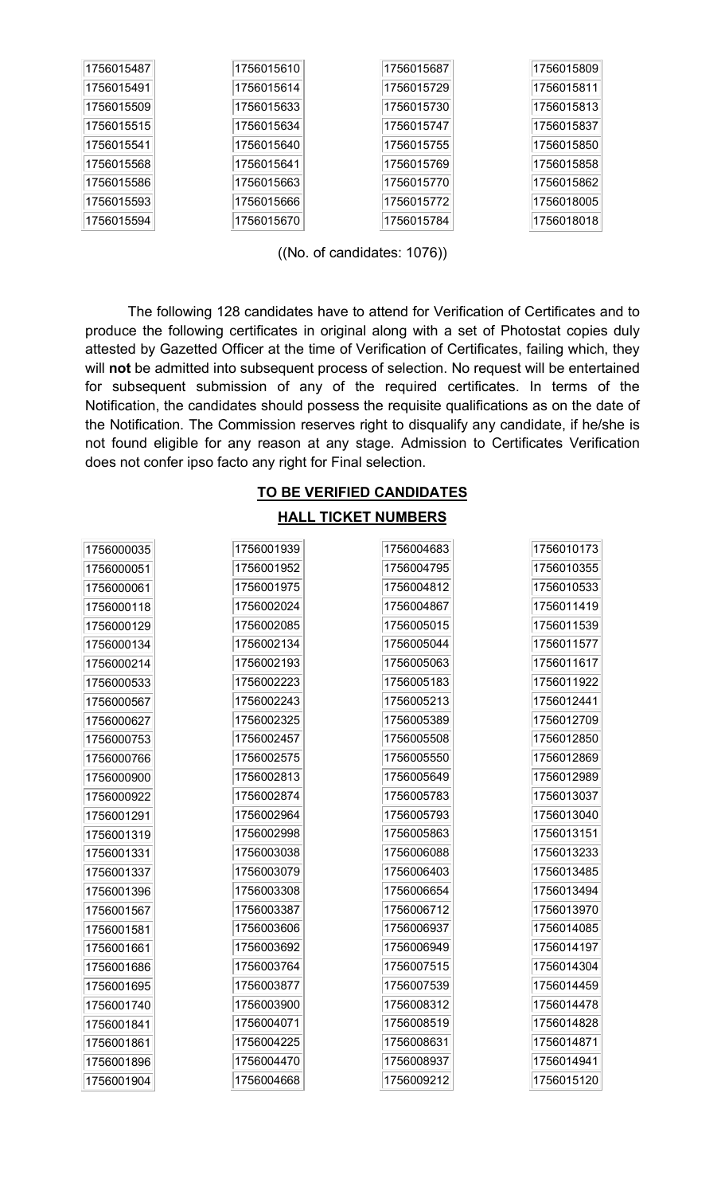| | | | |
|---|---|---|---|
| 1756015487 | 1756015610 | 1756015687 | 1756015809 |
| 1756015491 | 1756015614 | 1756015729 | 1756015811 |
| 1756015509 | 1756015633 | 1756015730 | 1756015813 |
| 1756015515 | 1756015634 | 1756015747 | 1756015837 |
| 1756015541 | 1756015640 | 1756015755 | 1756015850 |
| 1756015568 | 1756015641 | 1756015769 | 1756015858 |
| 1756015586 | 1756015663 | 1756015770 | 1756015862 |
| 1756015593 | 1756015666 | 1756015772 | 1756018005 |
| 1756015594 | 1756015670 | 1756015784 | 1756018018 |

((No. of candidates: 1076))

The following 128 candidates have to attend for Verification of Certificates and to produce the following certificates in original along with a set of Photostat copies duly attested by Gazetted Officer at the time of Verification of Certificates, failing which, they will **not** be admitted into subsequent process of selection. No request will be entertained for subsequent submission of any of the required certificates. In terms of the Notification, the candidates should possess the requisite qualifications as on the date of the Notification. The Commission reserves right to disqualify any candidate, if he/she is not found eligible for any reason at any stage. Admission to Certificates Verification does not confer ipso facto any right for Final selection.

**TO BE VERIFIED CANDIDATES**

**HALL TICKET NUMBERS**

| | | | |
|---|---|---|---|
| 1756000035 | 1756001939 | 1756004683 | 1756010173 |
| 1756000051 | 1756001952 | 1756004795 | 1756010355 |
| 1756000061 | 1756001975 | 1756004812 | 1756010533 |
| 1756000118 | 1756002024 | 1756004867 | 1756011419 |
| 1756000129 | 1756002085 | 1756005015 | 1756011539 |
| 1756000134 | 1756002134 | 1756005044 | 1756011577 |
| 1756000214 | 1756002193 | 1756005063 | 1756011617 |
| 1756000533 | 1756002223 | 1756005183 | 1756011922 |
| 1756000567 | 1756002243 | 1756005213 | 1756012441 |
| 1756000627 | 1756002325 | 1756005389 | 1756012709 |
| 1756000753 | 1756002457 | 1756005508 | 1756012850 |
| 1756000766 | 1756002575 | 1756005550 | 1756012869 |
| 1756000900 | 1756002813 | 1756005649 | 1756012989 |
| 1756000922 | 1756002874 | 1756005783 | 1756013037 |
| 1756001291 | 1756002964 | 1756005793 | 1756013040 |
| 1756001319 | 1756002998 | 1756005863 | 1756013151 |
| 1756001331 | 1756003038 | 1756006088 | 1756013233 |
| 1756001337 | 1756003079 | 1756006403 | 1756013485 |
| 1756001396 | 1756003308 | 1756006654 | 1756013494 |
| 1756001567 | 1756003387 | 1756006712 | 1756013970 |
| 1756001581 | 1756003606 | 1756006937 | 1756014085 |
| 1756001661 | 1756003692 | 1756006949 | 1756014197 |
| 1756001686 | 1756003764 | 1756007515 | 1756014304 |
| 1756001695 | 1756003877 | 1756007539 | 1756014459 |
| 1756001740 | 1756003900 | 1756008312 | 1756014478 |
| 1756001841 | 1756004071 | 1756008519 | 1756014828 |
| 1756001861 | 1756004225 | 1756008631 | 1756014871 |
| 1756001896 | 1756004470 | 1756008937 | 1756014941 |
| 1756001904 | 1756004668 | 1756009212 | 1756015120 |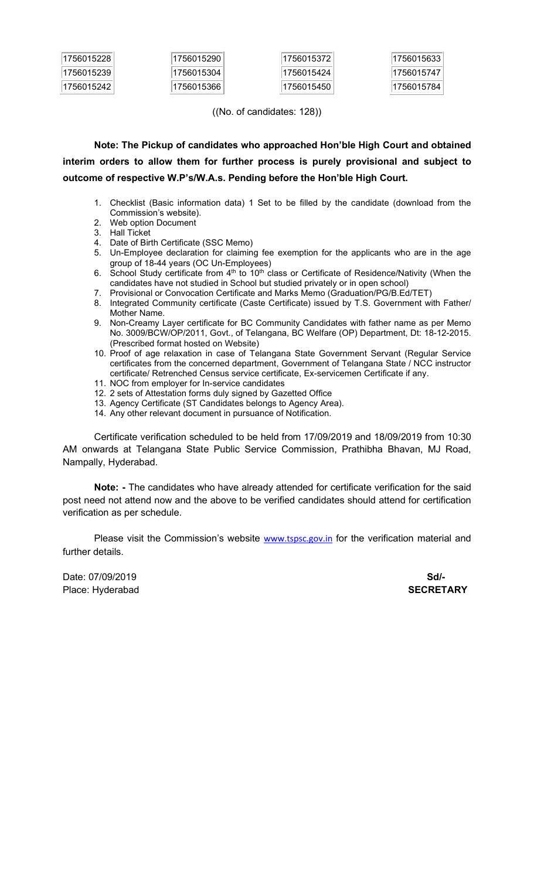| | | | |
|---|---|---|---|
| 1756015228 | 1756015290 | 1756015372 | 1756015633 |
| 1756015239 | 1756015304 | 1756015424 | 1756015747 |
| 1756015242 | 1756015366 | 1756015450 | 1756015784 |

((No. of candidates: 128))

**Note: The Pickup of candidates who approached Hon'ble High Court and obtained interim orders to allow them for further process is purely provisional and subject to outcome of respective W.P's/W.A.s. Pending before the Hon'ble High Court.**

1. Checklist (Basic information data) 1 Set to be filled by the candidate (download from the Commission's website).
2. Web option Document
3. Hall Ticket
4. Date of Birth Certificate (SSC Memo)
5. Un-Employee declaration for claiming fee exemption for the applicants who are in the age group of 18-44 years (OC Un-Employees)
6. School Study certificate from 4th to 10th class or Certificate of Residence/Nativity (When the candidates have not studied in School but studied privately or in open school)
7. Provisional or Convocation Certificate and Marks Memo (Graduation/PG/B.Ed/TET)
8. Integrated Community certificate (Caste Certificate) issued by T.S. Government with Father/ Mother Name.
9. Non-Creamy Layer certificate for BC Community Candidates with father name as per Memo No. 3009/BCW/OP/2011, Govt., of Telangana, BC Welfare (OP) Department, Dt: 18-12-2015. (Prescribed format hosted on Website)
10. Proof of age relaxation in case of Telangana State Government Servant (Regular Service certificates from the concerned department, Government of Telangana State / NCC instructor certificate/ Retrenched Census service certificate, Ex-servicemen Certificate if any.
11. NOC from employer for In-service candidates
12. 2 sets of Attestation forms duly signed by Gazetted Office
13. Agency Certificate (ST Candidates belongs to Agency Area).
14. Any other relevant document in pursuance of Notification.

Certificate verification scheduled to be held from 17/09/2019 and 18/09/2019 from 10:30 AM onwards at Telangana State Public Service Commission, Prathibha Bhavan, MJ Road, Nampally, Hyderabad.

**Note: -** The candidates who have already attended for certificate verification for the said post need not attend now and the above to be verified candidates should attend for certification verification as per schedule.

Please visit the Commission's website www.tspsc.gov.in for the verification material and further details.

Date: 07/09/2019

Place: Hyderabad

**Sd/-**

**SECRETARY**